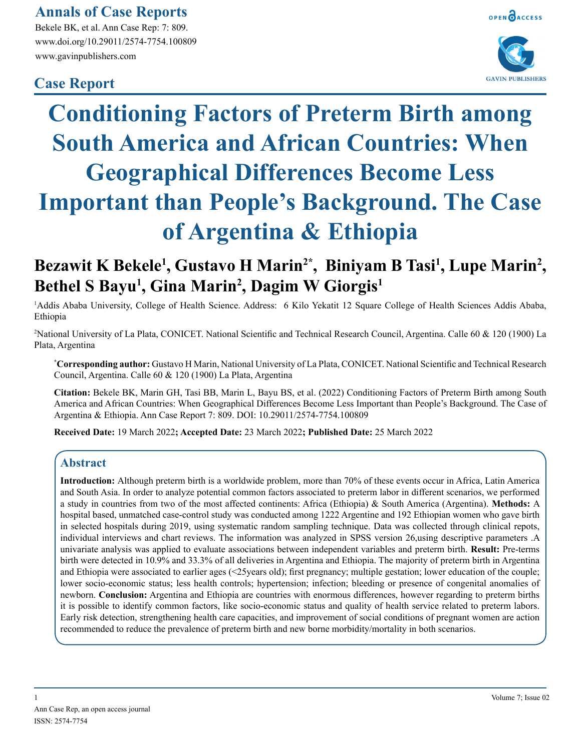# Annals of Case Reports

Bekele BK, et al. Ann Case Rep: 7: 809.
www.doi.org/10.29011/2574-7754.100809
www.gavinpublishers.com

## Case Report

# Conditioning Factors of Preterm Birth among South America and African Countries: When Geographical Differences Become Less Important than People's Background. The Case of Argentina & Ethiopia

**Bezawit K Bekele[1], Gustavo H Marin[2*], Biniyam B Tasi[1], Lupe Marin[2], Bethel S Bayu[1], Gina Marin[2], Dagim W Giorgis[1]**

[1]Addis Ababa University, College of Health Science. Address: 6 Kilo Yekatit 12 Square College of Health Sciences Addis Ababa, Ethiopia

[2]National University of La Plata, CONICET. National Scientific and Technical Research Council, Argentina. Calle 60 & 120 (1900) La Plata, Argentina

[*]**Corresponding author:** Gustavo H Marin, National University of La Plata, CONICET. National Scientific and Technical Research Council, Argentina. Calle 60 & 120 (1900) La Plata, Argentina

**Citation:** Bekele BK, Marin GH, Tasi BB, Marin L, Bayu BS, et al. (2022) Conditioning Factors of Preterm Birth among South America and African Countries: When Geographical Differences Become Less Important than People's Background. The Case of Argentina & Ethiopia. Ann Case Report 7: 809. DOI: 10.29011/2574-7754.100809

**Received Date:** 19 March 2022**; Accepted Date:** 23 March 2022**; Published Date:** 25 March 2022

## Abstract

**Introduction:** Although preterm birth is a worldwide problem, more than 70% of these events occur in Africa, Latin America and South Asia. In order to analyze potential common factors associated to preterm labor in different scenarios, we performed a study in countries from two of the most affected continents: Africa (Ethiopia) & South America (Argentina). **Methods:** A hospital based, unmatched case-control study was conducted among 1222 Argentine and 192 Ethiopian women who gave birth in selected hospitals during 2019, using systematic random sampling technique. Data was collected through clinical repots, individual interviews and chart reviews. The information was analyzed in SPSS version 26,using descriptive parameters .A univariate analysis was applied to evaluate associations between independent variables and preterm birth. **Result:** Pre-terms birth were detected in 10.9% and 33.3% of all deliveries in Argentina and Ethiopia. The majority of preterm birth in Argentina and Ethiopia were associated to earlier ages (<25years old); first pregnancy; multiple gestation; lower education of the couple; lower socio-economic status; less health controls; hypertension; infection; bleeding or presence of congenital anomalies of newborn. **Conclusion:** Argentina and Ethiopia are countries with enormous differences, however regarding to preterm births it is possible to identify common factors, like socio-economic status and quality of health service related to preterm labors. Early risk detection, strengthening health care capacities, and improvement of social conditions of pregnant women are action recommended to reduce the prevalence of preterm birth and new borne morbidity/mortality in both scenarios.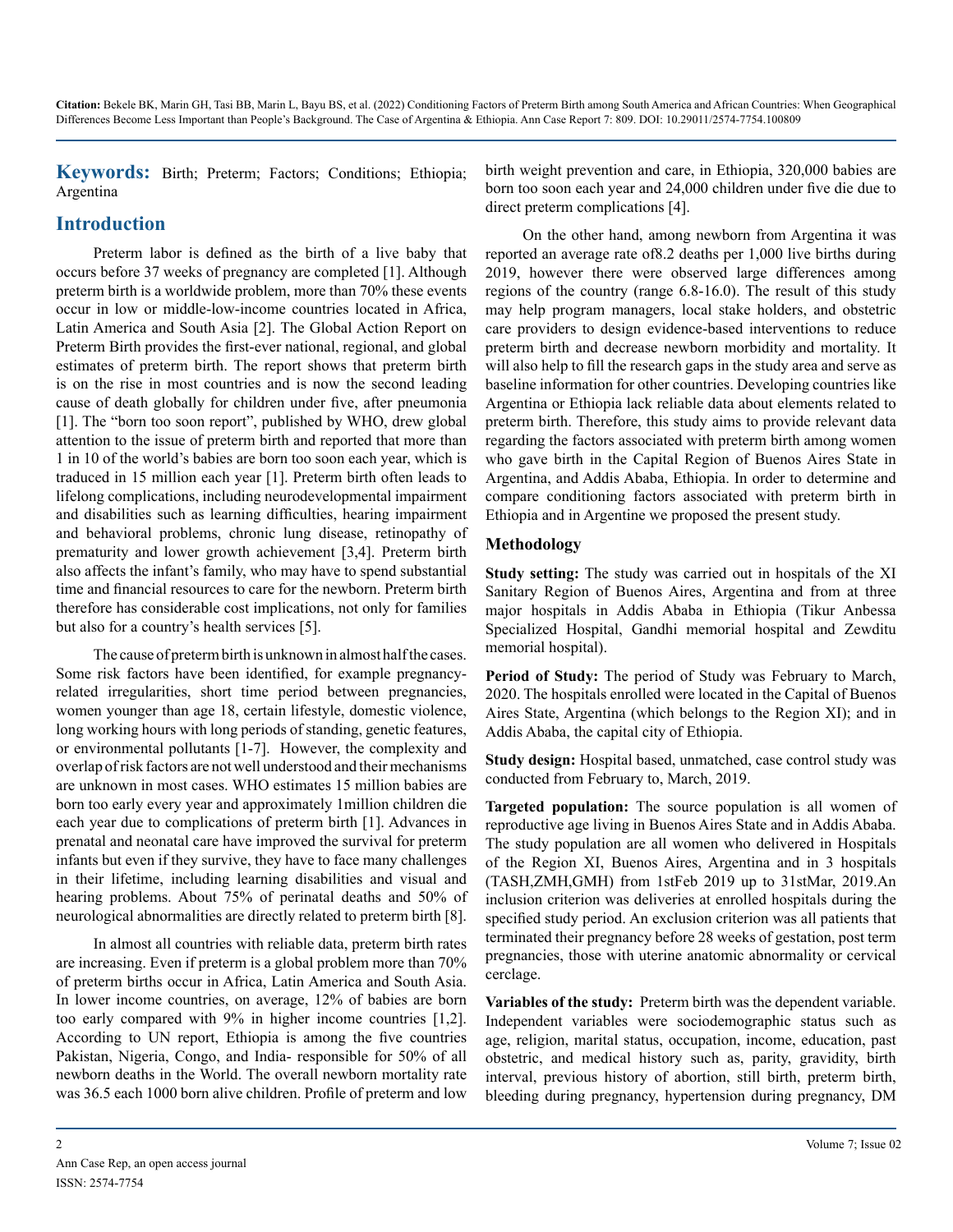**Keywords:** Birth; Preterm; Factors; Conditions; Ethiopia; Argentina

## Introduction

Preterm labor is defined as the birth of a live baby that occurs before 37 weeks of pregnancy are completed [1]. Although preterm birth is a worldwide problem, more than 70% these events occur in low or middle-low-income countries located in Africa, Latin America and South Asia [2]. The Global Action Report on Preterm Birth provides the first-ever national, regional, and global estimates of preterm birth. The report shows that preterm birth is on the rise in most countries and is now the second leading cause of death globally for children under five, after pneumonia [1]. The "born too soon report", published by WHO, drew global attention to the issue of preterm birth and reported that more than 1 in 10 of the world's babies are born too soon each year, which is traduced in 15 million each year [1]. Preterm birth often leads to lifelong complications, including neurodevelopmental impairment and disabilities such as learning difficulties, hearing impairment and behavioral problems, chronic lung disease, retinopathy of prematurity and lower growth achievement [3,4]. Preterm birth also affects the infant's family, who may have to spend substantial time and financial resources to care for the newborn. Preterm birth therefore has considerable cost implications, not only for families but also for a country's health services [5].

The cause of preterm birth is unknown in almost half the cases. Some risk factors have been identified, for example pregnancy-related irregularities, short time period between pregnancies, women younger than age 18, certain lifestyle, domestic violence, long working hours with long periods of standing, genetic features, or environmental pollutants [1-7]. However, the complexity and overlap of risk factors are not well understood and their mechanisms are unknown in most cases. WHO estimates 15 million babies are born too early every year and approximately 1million children die each year due to complications of preterm birth [1]. Advances in prenatal and neonatal care have improved the survival for preterm infants but even if they survive, they have to face many challenges in their lifetime, including learning disabilities and visual and hearing problems. About 75% of perinatal deaths and 50% of neurological abnormalities are directly related to preterm birth [8].

In almost all countries with reliable data, preterm birth rates are increasing. Even if preterm is a global problem more than 70% of preterm births occur in Africa, Latin America and South Asia. In lower income countries, on average, 12% of babies are born too early compared with 9% in higher income countries [1,2]. According to UN report, Ethiopia is among the five countries Pakistan, Nigeria, Congo, and India- responsible for 50% of all newborn deaths in the World. The overall newborn mortality rate was 36.5 each 1000 born alive children. Profile of preterm and low birth weight prevention and care, in Ethiopia, 320,000 babies are born too soon each year and 24,000 children under five die due to direct preterm complications [4].

On the other hand, among newborn from Argentina it was reported an average rate of8.2 deaths per 1,000 live births during 2019, however there were observed large differences among regions of the country (range 6.8-16.0). The result of this study may help program managers, local stake holders, and obstetric care providers to design evidence-based interventions to reduce preterm birth and decrease newborn morbidity and mortality. It will also help to fill the research gaps in the study area and serve as baseline information for other countries. Developing countries like Argentina or Ethiopia lack reliable data about elements related to preterm birth. Therefore, this study aims to provide relevant data regarding the factors associated with preterm birth among women who gave birth in the Capital Region of Buenos Aires State in Argentina, and Addis Ababa, Ethiopia. In order to determine and compare conditioning factors associated with preterm birth in Ethiopia and in Argentine we proposed the present study.

### Methodology

**Study setting:** The study was carried out in hospitals of the XI Sanitary Region of Buenos Aires, Argentina and from at three major hospitals in Addis Ababa in Ethiopia (Tikur Anbessa Specialized Hospital, Gandhi memorial hospital and Zewditu memorial hospital).

**Period of Study:** The period of Study was February to March, 2020. The hospitals enrolled were located in the Capital of Buenos Aires State, Argentina (which belongs to the Region XI); and in Addis Ababa, the capital city of Ethiopia.

**Study design:** Hospital based, unmatched, case control study was conducted from February to, March, 2019.

**Targeted population:** The source population is all women of reproductive age living in Buenos Aires State and in Addis Ababa. The study population are all women who delivered in Hospitals of the Region XI, Buenos Aires, Argentina and in 3 hospitals (TASH,ZMH,GMH) from 1stFeb 2019 up to 31stMar, 2019.An inclusion criterion was deliveries at enrolled hospitals during the specified study period. An exclusion criterion was all patients that terminated their pregnancy before 28 weeks of gestation, post term pregnancies, those with uterine anatomic abnormality or cervical cerclage.

**Variables of the study:** Preterm birth was the dependent variable. Independent variables were sociodemographic status such as age, religion, marital status, occupation, income, education, past obstetric, and medical history such as, parity, gravidity, birth interval, previous history of abortion, still birth, preterm birth, bleeding during pregnancy, hypertension during pregnancy, DM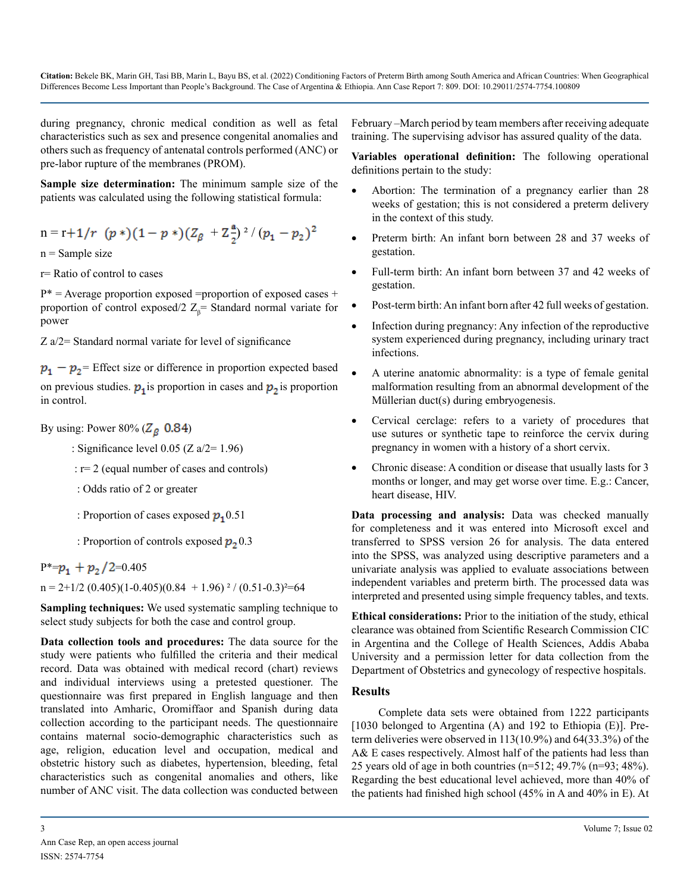during pregnancy, chronic medical condition as well as fetal characteristics such as sex and presence congenital anomalies and others such as frequency of antenatal controls performed (ANC) or pre-labor rupture of the membranes (PROM).

**Sample size determination:** The minimum sample size of the patients was calculated using the following statistical formula:

$$n = r+1/r \ (p*)(1-p*)(Z_\beta + Z_{\frac{a}{2}})^2 / (p_1 - p_2)^2$$

n = Sample size

r= Ratio of control to cases

P* = Average proportion exposed =proportion of exposed cases + proportion of control exposed/2 $Z_\beta$= Standard normal variate for power

Z a/2= Standard normal variate for level of significance

$p_1 - p_2$= Effect size or difference in proportion expected based on previous studies. $p_1$ is proportion in cases and $p_2$ is proportion in control.

By using: Power 80% ($Z_\beta$ 0.84)

: Significance level 0.05 (Z a/2= 1.96)

: r= 2 (equal number of cases and controls)

: Odds ratio of 2 or greater

: Proportion of cases exposed $p_1$ 0.51

: Proportion of controls exposed $p_2$ 0.3

P*=$p_1 + p_2/2$=0.405

n = 2+1/2 (0.405)(1-0.405)(0.84 + 1.96) ² / (0.51-0.3)²=64

**Sampling techniques:** We used systematic sampling technique to select study subjects for both the case and control group.

**Data collection tools and procedures:** The data source for the study were patients who fulfilled the criteria and their medical record. Data was obtained with medical record (chart) reviews and individual interviews using a pretested questioner. The questionnaire was first prepared in English language and then translated into Amharic, Oromiffaor and Spanish during data collection according to the participant needs. The questionnaire contains maternal socio-demographic characteristics such as age, religion, education level and occupation, medical and obstetric history such as diabetes, hypertension, bleeding, fetal characteristics such as congenital anomalies and others, like number of ANC visit. The data collection was conducted between February –March period by team members after receiving adequate training. The supervising advisor has assured quality of the data.

**Variables operational definition:** The following operational definitions pertain to the study:

- Abortion: The termination of a pregnancy earlier than 28 weeks of gestation; this is not considered a preterm delivery in the context of this study.
- Preterm birth: An infant born between 28 and 37 weeks of gestation.
- Full-term birth: An infant born between 37 and 42 weeks of gestation.
- Post-term birth: An infant born after 42 full weeks of gestation.
- Infection during pregnancy: Any infection of the reproductive system experienced during pregnancy, including urinary tract infections.
- A uterine anatomic abnormality: is a type of female genital malformation resulting from an abnormal development of the Müllerian duct(s) during embryogenesis.
- Cervical cerclage: refers to a variety of procedures that use sutures or synthetic tape to reinforce the cervix during pregnancy in women with a history of a short cervix.
- Chronic disease: A condition or disease that usually lasts for 3 months or longer, and may get worse over time. E.g.: Cancer, heart disease, HIV.

**Data processing and analysis:** Data was checked manually for completeness and it was entered into Microsoft excel and transferred to SPSS version 26 for analysis. The data entered into the SPSS, was analyzed using descriptive parameters and a univariate analysis was applied to evaluate associations between independent variables and preterm birth. The processed data was interpreted and presented using simple frequency tables, and texts.

**Ethical considerations:** Prior to the initiation of the study, ethical clearance was obtained from Scientific Research Commission CIC in Argentina and the College of Health Sciences, Addis Ababa University and a permission letter for data collection from the Department of Obstetrics and gynecology of respective hospitals.

## Results

Complete data sets were obtained from 1222 participants [1030 belonged to Argentina (A) and 192 to Ethiopia (E)]. Preterm deliveries were observed in 113(10.9%) and 64(33.3%) of the A& E cases respectively. Almost half of the patients had less than 25 years old of age in both countries (n=512; 49.7% (n=93; 48%). Regarding the best educational level achieved, more than 40% of the patients had finished high school (45% in A and 40% in E). At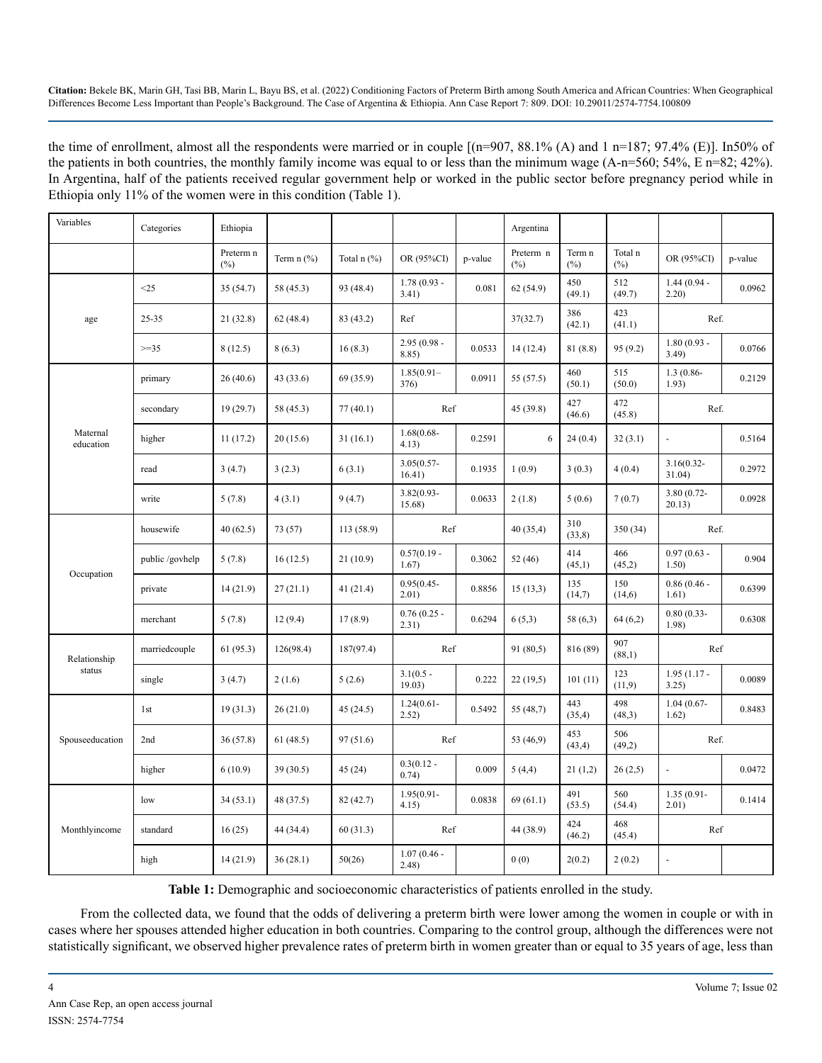the time of enrollment, almost all the respondents were married or in couple [(n=907, 88.1% (A) and 1 n=187; 97.4% (E)]. In50% of the patients in both countries, the monthly family income was equal to or less than the minimum wage (A-n=560; 54%, E n=82; 42%). In Argentina, half of the patients received regular government help or worked in the public sector before pregnancy period while in Ethiopia only 11% of the women were in this condition (Table 1).

| Variables | Categories | Ethiopia | | | | | Argentina | | | | |
|---|---|---|---|---|---|---|---|---|---|---|---|
| | | Preterm n (%) | Term n (%) | Total n (%) | OR (95%CI) | p-value | Preterm n (%) | Term n (%) | Total n (%) | OR (95%CI) | p-value |
| age | <25 | 35 (54.7) | 58 (45.3) | 93 (48.4) | 1.78 (0.93 - 3.41) | 0.081 | 62 (54.9) | 450 (49.1) | 512 (49.7) | 1.44 (0.94 - 2.20) | 0.0962 |
| | 25-35 | 21 (32.8) | 62 (48.4) | 83 (43.2) | Ref | | 37(32.7) | 386 (42.1) | 423 (41.1) | Ref. | |
| | >=35 | 8 (12.5) | 8 (6.3) | 16 (8.3) | 2.95 (0.98 - 8.85) | 0.0533 | 14 (12.4) | 81 (8.8) | 95 (9.2) | 1.80 (0.93 - 3.49) | 0.0766 |
| Maternal education | primary | 26 (40.6) | 43 (33.6) | 69 (35.9) | 1.85(0.91– 376) | 0.0911 | 55 (57.5) | 460 (50.1) | 515 (50.0) | 1.3 (0.86- 1.93) | 0.2129 |
| | secondary | 19 (29.7) | 58 (45.3) | 77 (40.1) | Ref | | 45 (39.8) | 427 (46.6) | 472 (45.8) | Ref. | |
| | higher | 11 (17.2) | 20 (15.6) | 31 (16.1) | 1.68(0.68- 4.13) | 0.2591 | 6 | 24 (0.4) | 32 (3.1) | - | 0.5164 |
| | read | 3 (4.7) | 3 (2.3) | 6 (3.1) | 3.05(0.57- 16.41) | 0.1935 | 1 (0.9) | 3 (0.3) | 4 (0.4) | 3.16(0.32- 31.04) | 0.2972 |
| | write | 5 (7.8) | 4 (3.1) | 9 (4.7) | 3.82(0.93- 15.68) | 0.0633 | 2 (1.8) | 5 (0.6) | 7 (0.7) | 3.80 (0.72- 20.13) | 0.0928 |
| Occupation | housewife | 40 (62.5) | 73 (57) | 113 (58.9) | Ref | | 40 (35,4) | 310 (33,8) | 350 (34) | Ref. | |
| | public /govhelp | 5 (7.8) | 16 (12.5) | 21 (10.9) | 0.57(0.19 - 1.67) | 0.3062 | 52 (46) | 414 (45,1) | 466 (45,2) | 0.97 (0.63 - 1.50) | 0.904 |
| | private | 14 (21.9) | 27 (21.1) | 41 (21.4) | 0.95(0.45- 2.01) | 0.8856 | 15 (13,3) | 135 (14,7) | 150 (14,6) | 0.86 (0.46 - 1.61) | 0.6399 |
| | merchant | 5 (7.8) | 12 (9.4) | 17 (8.9) | 0.76 (0.25 - 2.31) | 0.6294 | 6 (5,3) | 58 (6,3) | 64 (6,2) | 0.80 (0.33- 1.98) | 0.6308 |
| Relationship status | marriedcouple | 61 (95.3) | 126(98.4) | 187(97.4) | Ref | | 91 (80,5) | 816 (89) | 907 (88,1) | Ref | |
| | single | 3 (4.7) | 2 (1.6) | 5 (2.6) | 3.1(0.5 - 19.03) | 0.222 | 22 (19,5) | 101 (11) | 123 (11,9) | 1.95 (1.17 - 3.25) | 0.0089 |
| Spouseeducation | 1st | 19 (31.3) | 26 (21.0) | 45 (24.5) | 1.24(0.61- 2.52) | 0.5492 | 55 (48,7) | 443 (35,4) | 498 (48,3) | 1.04 (0.67- 1.62) | 0.8483 |
| | 2nd | 36 (57.8) | 61 (48.5) | 97 (51.6) | Ref | | 53 (46,9) | 453 (43,4) | 506 (49,2) | Ref. | |
| | higher | 6 (10.9) | 39 (30.5) | 45 (24) | 0.3(0.12 - 0.74) | 0.009 | 5 (4,4) | 21 (1,2) | 26 (2,5) | - | 0.0472 |
| Monthlyincome | low | 34 (53.1) | 48 (37.5) | 82 (42.7) | 1.95(0.91- 4.15) | 0.0838 | 69 (61.1) | 491 (53.5) | 560 (54.4) | 1.35 (0.91- 2.01) | 0.1414 |
| | standard | 16 (25) | 44 (34.4) | 60 (31.3) | Ref | | 44 (38.9) | 424 (46.2) | 468 (45.4) | Ref | |
| | high | 14 (21.9) | 36 (28.1) | 50(26) | 1.07 (0.46 - 2.48) | | 0 (0) | 2(0.2) | 2 (0.2) | - | |

**Table 1:** Demographic and socioeconomic characteristics of patients enrolled in the study.

From the collected data, we found that the odds of delivering a preterm birth were lower among the women in couple or with in cases where her spouses attended higher education in both countries. Comparing to the control group, although the differences were not statistically significant, we observed higher prevalence rates of preterm birth in women greater than or equal to 35 years of age, less than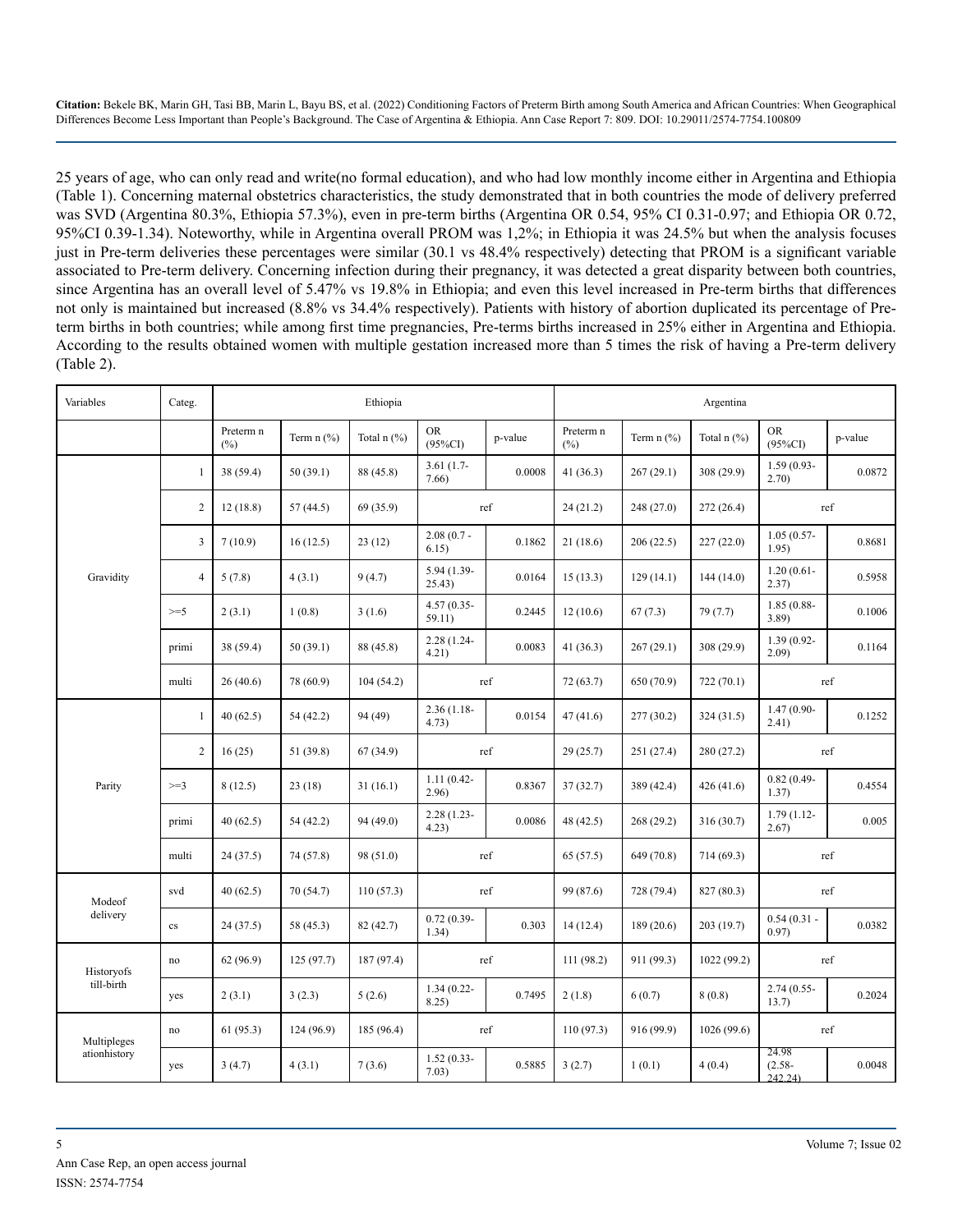25 years of age, who can only read and write(no formal education), and who had low monthly income either in Argentina and Ethiopia (Table 1). Concerning maternal obstetrics characteristics, the study demonstrated that in both countries the mode of delivery preferred was SVD (Argentina 80.3%, Ethiopia 57.3%), even in pre-term births (Argentina OR 0.54, 95% CI 0.31-0.97; and Ethiopia OR 0.72, 95%CI 0.39-1.34). Noteworthy, while in Argentina overall PROM was 1,2%; in Ethiopia it was 24.5% but when the analysis focuses just in Pre-term deliveries these percentages were similar (30.1 vs 48.4% respectively) detecting that PROM is a significant variable associated to Pre-term delivery. Concerning infection during their pregnancy, it was detected a great disparity between both countries, since Argentina has an overall level of 5.47% vs 19.8% in Ethiopia; and even this level increased in Pre-term births that differences not only is maintained but increased (8.8% vs 34.4% respectively). Patients with history of abortion duplicated its percentage of Pre-term births in both countries; while among first time pregnancies, Pre-terms births increased in 25% either in Argentina and Ethiopia. According to the results obtained women with multiple gestation increased more than 5 times the risk of having a Pre-term delivery (Table 2).

| Variables | Categ. | Ethiopia | | | | | Argentina | | | | |
|---|---|---|---|---|---|---|---|---|---|---|---|
| | | Preterm n (%) | Term n (%) | Total n (%) | OR (95%CI) | p-value | Preterm n (%) | Term n (%) | Total n (%) | OR (95%CI) | p-value |
| Gravidity | 1 | 38 (59.4) | 50 (39.1) | 88 (45.8) | 3.61 (1.7-7.66) | 0.0008 | 41 (36.3) | 267 (29.1) | 308 (29.9) | 1.59 (0.93-2.70) | 0.0872 |
| | 2 | 12 (18.8) | 57 (44.5) | 69 (35.9) | ref | | 24 (21.2) | 248 (27.0) | 272 (26.4) | ref | |
| | 3 | 7 (10.9) | 16 (12.5) | 23 (12) | 2.08 (0.7 - 6.15) | 0.1862 | 21 (18.6) | 206 (22.5) | 227 (22.0) | 1.05 (0.57-1.95) | 0.8681 |
| | 4 | 5 (7.8) | 4 (3.1) | 9 (4.7) | 5.94 (1.39-25.43) | 0.0164 | 15 (13.3) | 129 (14.1) | 144 (14.0) | 1.20 (0.61-2.37) | 0.5958 |
| | >=5 | 2 (3.1) | 1 (0.8) | 3 (1.6) | 4.57 (0.35-59.11) | 0.2445 | 12 (10.6) | 67 (7.3) | 79 (7.7) | 1.85 (0.88-3.89) | 0.1006 |
| | primi | 38 (59.4) | 50 (39.1) | 88 (45.8) | 2.28 (1.24-4.21) | 0.0083 | 41 (36.3) | 267 (29.1) | 308 (29.9) | 1.39 (0.92-2.09) | 0.1164 |
| | multi | 26 (40.6) | 78 (60.9) | 104 (54.2) | ref | | 72 (63.7) | 650 (70.9) | 722 (70.1) | ref | |
| Parity | 1 | 40 (62.5) | 54 (42.2) | 94 (49) | 2.36 (1.18-4.73) | 0.0154 | 47 (41.6) | 277 (30.2) | 324 (31.5) | 1.47 (0.90-2.41) | 0.1252 |
| | 2 | 16 (25) | 51 (39.8) | 67 (34.9) | ref | | 29 (25.7) | 251 (27.4) | 280 (27.2) | ref | |
| | >=3 | 8 (12.5) | 23 (18) | 31 (16.1) | 1.11 (0.42-2.96) | 0.8367 | 37 (32.7) | 389 (42.4) | 426 (41.6) | 0.82 (0.49-1.37) | 0.4554 |
| | primi | 40 (62.5) | 54 (42.2) | 94 (49.0) | 2.28 (1.23-4.23) | 0.0086 | 48 (42.5) | 268 (29.2) | 316 (30.7) | 1.79 (1.12-2.67) | 0.005 |
| | multi | 24 (37.5) | 74 (57.8) | 98 (51.0) | ref | | 65 (57.5) | 649 (70.8) | 714 (69.3) | ref | |
| Modeof delivery | svd | 40 (62.5) | 70 (54.7) | 110 (57.3) | ref | | 99 (87.6) | 728 (79.4) | 827 (80.3) | ref | |
| | cs | 24 (37.5) | 58 (45.3) | 82 (42.7) | 0.72 (0.39-1.34) | 0.303 | 14 (12.4) | 189 (20.6) | 203 (19.7) | 0.54 (0.31 - 0.97) | 0.0382 |
| Historyofs till-birth | no | 62 (96.9) | 125 (97.7) | 187 (97.4) | ref | | 111 (98.2) | 911 (99.3) | 1022 (99.2) | ref | |
| | yes | 2 (3.1) | 3 (2.3) | 5 (2.6) | 1.34 (0.22-8.25) | 0.7495 | 2 (1.8) | 6 (0.7) | 8 (0.8) | 2.74 (0.55-13.7) | 0.2024 |
| Multipleges ationhistory | no | 61 (95.3) | 124 (96.9) | 185 (96.4) | ref | | 110 (97.3) | 916 (99.9) | 1026 (99.6) | ref | |
| | yes | 3 (4.7) | 4 (3.1) | 7 (3.6) | 1.52 (0.33-7.03) | 0.5885 | 3 (2.7) | 1 (0.1) | 4 (0.4) | 24.98 (2.58-242.24) | 0.0048 |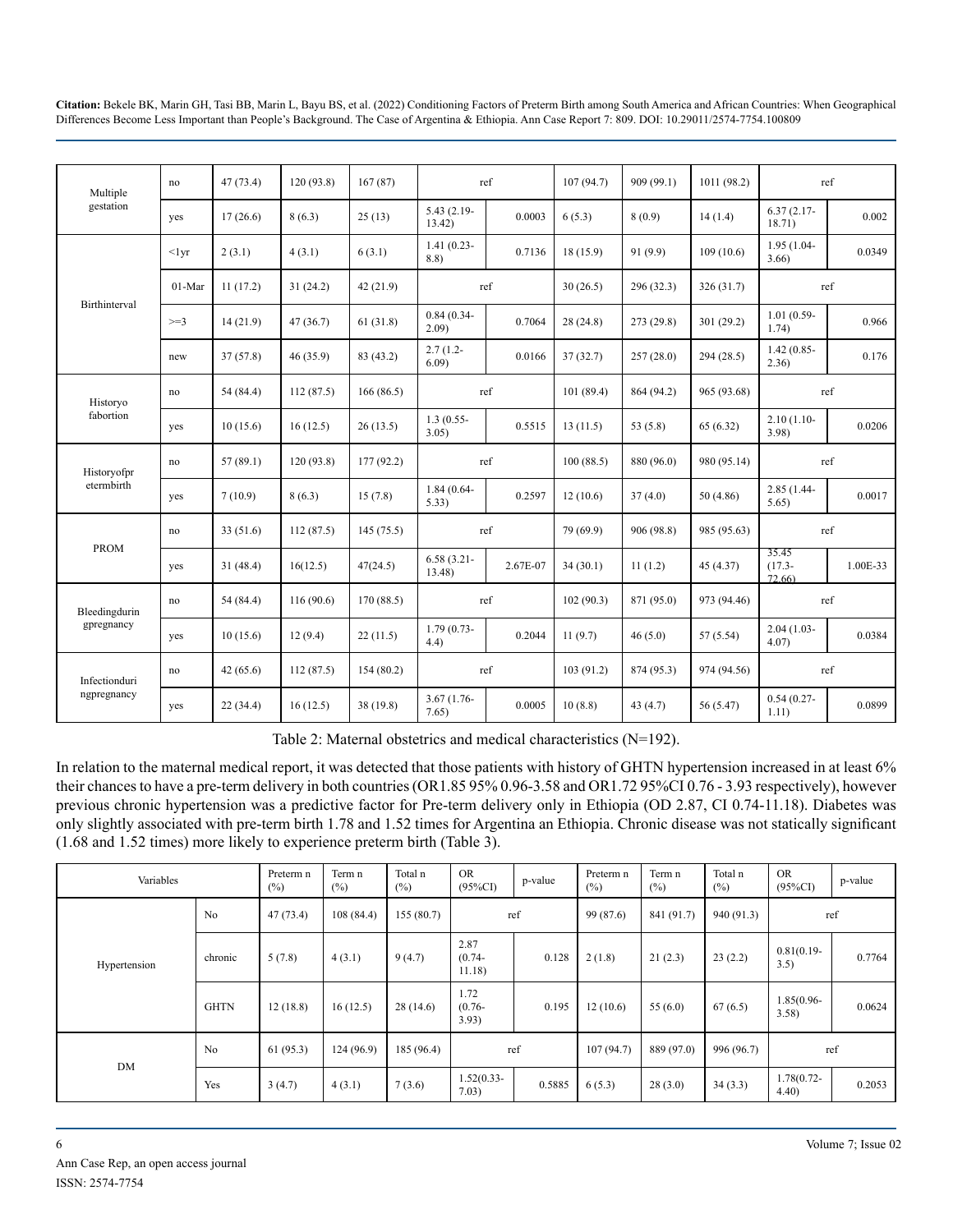| | | | | | | | | | | | |
|---|---|---|---|---|---|---|---|---|---|---|---|
| Multiple gestation | no | 47 (73.4) | 120 (93.8) | 167 (87) | ref | | 107 (94.7) | 909 (99.1) | 1011 (98.2) | ref | |
| | yes | 17 (26.6) | 8 (6.3) | 25 (13) | 5.43 (2.19-13.42) | 0.0003 | 6 (5.3) | 8 (0.9) | 14 (1.4) | 6.37 (2.17-18.71) | 0.002 |
| Birthinterval | <1yr | 2 (3.1) | 4 (3.1) | 6 (3.1) | 1.41 (0.23-8.8) | 0.7136 | 18 (15.9) | 91 (9.9) | 109 (10.6) | 1.95 (1.04-3.66) | 0.0349 |
| | 01-Mar | 11 (17.2) | 31 (24.2) | 42 (21.9) | ref | | 30 (26.5) | 296 (32.3) | 326 (31.7) | ref | |
| | >=3 | 14 (21.9) | 47 (36.7) | 61 (31.8) | 0.84 (0.34-2.09) | 0.7064 | 28 (24.8) | 273 (29.8) | 301 (29.2) | 1.01 (0.59-1.74) | 0.966 |
| | new | 37 (57.8) | 46 (35.9) | 83 (43.2) | 2.7 (1.2-6.09) | 0.0166 | 37 (32.7) | 257 (28.0) | 294 (28.5) | 1.42 (0.85-2.36) | 0.176 |
| Historyo fabortion | no | 54 (84.4) | 112 (87.5) | 166 (86.5) | ref | | 101 (89.4) | 864 (94.2) | 965 (93.68) | ref | |
| | yes | 10 (15.6) | 16 (12.5) | 26 (13.5) | 1.3 (0.55-3.05) | 0.5515 | 13 (11.5) | 53 (5.8) | 65 (6.32) | 2.10 (1.10-3.98) | 0.0206 |
| Historyofpr etermbirth | no | 57 (89.1) | 120 (93.8) | 177 (92.2) | ref | | 100 (88.5) | 880 (96.0) | 980 (95.14) | ref | |
| | yes | 7 (10.9) | 8 (6.3) | 15 (7.8) | 1.84 (0.64-5.33) | 0.2597 | 12 (10.6) | 37 (4.0) | 50 (4.86) | 2.85 (1.44-5.65) | 0.0017 |
| PROM | no | 33 (51.6) | 112 (87.5) | 145 (75.5) | ref | | 79 (69.9) | 906 (98.8) | 985 (95.63) | ref | |
| | yes | 31 (48.4) | 16(12.5) | 47(24.5) | 6.58 (3.21-13.48) | 2.67E-07 | 34 (30.1) | 11 (1.2) | 45 (4.37) | 35.45 (17.3-72.66) | 1.00E-33 |
| Bleedingdurin gpregnancy | no | 54 (84.4) | 116 (90.6) | 170 (88.5) | ref | | 102 (90.3) | 871 (95.0) | 973 (94.46) | ref | |
| | yes | 10 (15.6) | 12 (9.4) | 22 (11.5) | 1.79 (0.73-4.4) | 0.2044 | 11 (9.7) | 46 (5.0) | 57 (5.54) | 2.04 (1.03-4.07) | 0.0384 |
| Infectionduri ngpregnancy | no | 42 (65.6) | 112 (87.5) | 154 (80.2) | ref | | 103 (91.2) | 874 (95.3) | 974 (94.56) | ref | |
| | yes | 22 (34.4) | 16 (12.5) | 38 (19.8) | 3.67 (1.76-7.65) | 0.0005 | 10 (8.8) | 43 (4.7) | 56 (5.47) | 0.54 (0.27-1.11) | 0.0899 |

Table 2: Maternal obstetrics and medical characteristics (N=192).

In relation to the maternal medical report, it was detected that those patients with history of GHTN hypertension increased in at least 6% their chances to have a pre-term delivery in both countries (OR1.85 95% 0.96-3.58 and OR1.72 95%CI 0.76 - 3.93 respectively), however previous chronic hypertension was a predictive factor for Pre-term delivery only in Ethiopia (OD 2.87, CI 0.74-11.18). Diabetes was only slightly associated with pre-term birth 1.78 and 1.52 times for Argentina an Ethiopia. Chronic disease was not statically significant (1.68 and 1.52 times) more likely to experience preterm birth (Table 3).

| Variables | | Preterm n (%) | Term n (%) | Total n (%) | OR (95%CI) | p-value | Preterm n (%) | Term n (%) | Total n (%) | OR (95%CI) | p-value |
|---|---|---|---|---|---|---|---|---|---|---|---|
| Hypertension | No | 47 (73.4) | 108 (84.4) | 155 (80.7) | ref | | 99 (87.6) | 841 (91.7) | 940 (91.3) | ref | |
| | chronic | 5 (7.8) | 4 (3.1) | 9 (4.7) | 2.87 (0.74-11.18) | 0.128 | 2 (1.8) | 21 (2.3) | 23 (2.2) | 0.81(0.19-3.5) | 0.7764 |
| | GHTN | 12 (18.8) | 16 (12.5) | 28 (14.6) | 1.72 (0.76-3.93) | 0.195 | 12 (10.6) | 55 (6.0) | 67 (6.5) | 1.85(0.96-3.58) | 0.0624 |
| DM | No | 61 (95.3) | 124 (96.9) | 185 (96.4) | ref | | 107 (94.7) | 889 (97.0) | 996 (96.7) | ref | |
| | Yes | 3 (4.7) | 4 (3.1) | 7 (3.6) | 1.52(0.33-7.03) | 0.5885 | 6 (5.3) | 28 (3.0) | 34 (3.3) | 1.78(0.72-4.40) | 0.2053 |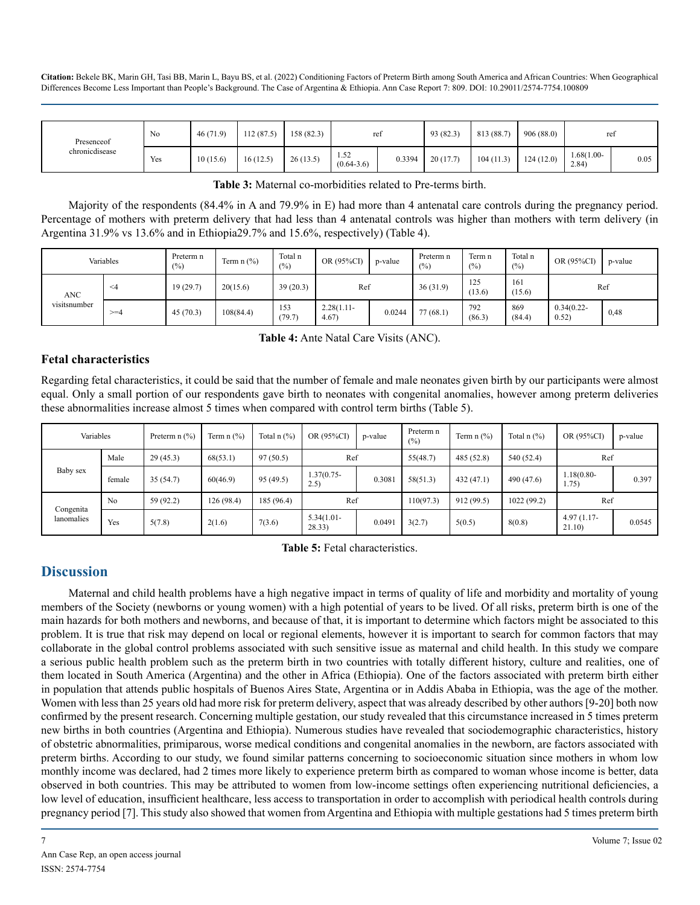| | | | | | | | | | | | |
|---|---|---|---|---|---|---|---|---|---|---|---|
| Presenceof chronicdisease | No | 46 (71.9) | 112 (87.5) | 158 (82.3) | ref | | 93 (82.3) | 813 (88.7) | 906 (88.0) | ref | |
| | Yes | 10 (15.6) | 16 (12.5) | 26 (13.5) | 1.52 (0.64-3.6) | 0.3394 | 20 (17.7) | 104 (11.3) | 124 (12.0) | 1.68(1.00-2.84) | 0.05 |

**Table 3:** Maternal co-morbidities related to Pre-terms birth.

Majority of the respondents (84.4% in A and 79.9% in E) had more than 4 antenatal care controls during the pregnancy period. Percentage of mothers with preterm delivery that had less than 4 antenatal controls was higher than mothers with term delivery (in Argentina 31.9% vs 13.6% and in Ethiopia29.7% and 15.6%, respectively) (Table 4).

| Variables | | Preterm n (%) | Term n (%) | Total n (%) | OR (95%CI) | p-value | Preterm n (%) | Term n (%) | Total n (%) | OR (95%CI) | p-value |
|---|---|---|---|---|---|---|---|---|---|---|---|
| ANC visitsnumber | <4 | 19 (29.7) | 20(15.6) | 39 (20.3) | Ref | | 36 (31.9) | 125 (13.6) | 161 (15.6) | Ref | |
| | >=4 | 45 (70.3) | 108(84.4) | 153 (79.7) | 2.28(1.11-4.67) | 0.0244 | 77 (68.1) | 792 (86.3) | 869 (84.4) | 0.34(0.22-0.52) | 0,48 |

**Table 4:** Ante Natal Care Visits (ANC).

## Fetal characteristics

Regarding fetal characteristics, it could be said that the number of female and male neonates given birth by our participants were almost equal. Only a small portion of our respondents gave birth to neonates with congenital anomalies, however among preterm deliveries these abnormalities increase almost 5 times when compared with control term births (Table 5).

| Variables | | Preterm n (%) | Term n (%) | Total n (%) | OR (95%CI) | p-value | Preterm n (%) | Term n (%) | Total n (%) | OR (95%CI) | p-value |
|---|---|---|---|---|---|---|---|---|---|---|---|
| Baby sex | Male | 29 (45.3) | 68(53.1) | 97 (50.5) | Ref | | 55(48.7) | 485 (52.8) | 540 (52.4) | Ref | |
| | female | 35 (54.7) | 60(46.9) | 95 (49.5) | 1.37(0.75-2.5) | 0.3081 | 58(51.3) | 432 (47.1) | 490 (47.6) | 1.18(0.80-1.75) | 0.397 |
| Congenita lanomalies | No | 59 (92.2) | 126 (98.4) | 185 (96.4) | Ref | | 110(97.3) | 912 (99.5) | 1022 (99.2) | Ref | |
| | Yes | 5(7.8) | 2(1.6) | 7(3.6) | 5.34(1.01-28.33) | 0.0491 | 3(2.7) | 5(0.5) | 8(0.8) | 4.97 (1.17-21.10) | 0.0545 |

**Table 5:** Fetal characteristics.

# Discussion

Maternal and child health problems have a high negative impact in terms of quality of life and morbidity and mortality of young members of the Society (newborns or young women) with a high potential of years to be lived. Of all risks, preterm birth is one of the main hazards for both mothers and newborns, and because of that, it is important to determine which factors might be associated to this problem. It is true that risk may depend on local or regional elements, however it is important to search for common factors that may collaborate in the global control problems associated with such sensitive issue as maternal and child health. In this study we compare a serious public health problem such as the preterm birth in two countries with totally different history, culture and realities, one of them located in South America (Argentina) and the other in Africa (Ethiopia). One of the factors associated with preterm birth either in population that attends public hospitals of Buenos Aires State, Argentina or in Addis Ababa in Ethiopia, was the age of the mother. Women with less than 25 years old had more risk for preterm delivery, aspect that was already described by other authors [9-20] both now confirmed by the present research. Concerning multiple gestation, our study revealed that this circumstance increased in 5 times preterm new births in both countries (Argentina and Ethiopia). Numerous studies have revealed that sociodemographic characteristics, history of obstetric abnormalities, primiparous, worse medical conditions and congenital anomalies in the newborn, are factors associated with preterm births. According to our study, we found similar patterns concerning to socioeconomic situation since mothers in whom low monthly income was declared, had 2 times more likely to experience preterm birth as compared to woman whose income is better, data observed in both countries. This may be attributed to women from low-income settings often experiencing nutritional deficiencies, a low level of education, insufficient healthcare, less access to transportation in order to accomplish with periodical health controls during pregnancy period [7]. This study also showed that women from Argentina and Ethiopia with multiple gestations had 5 times preterm birth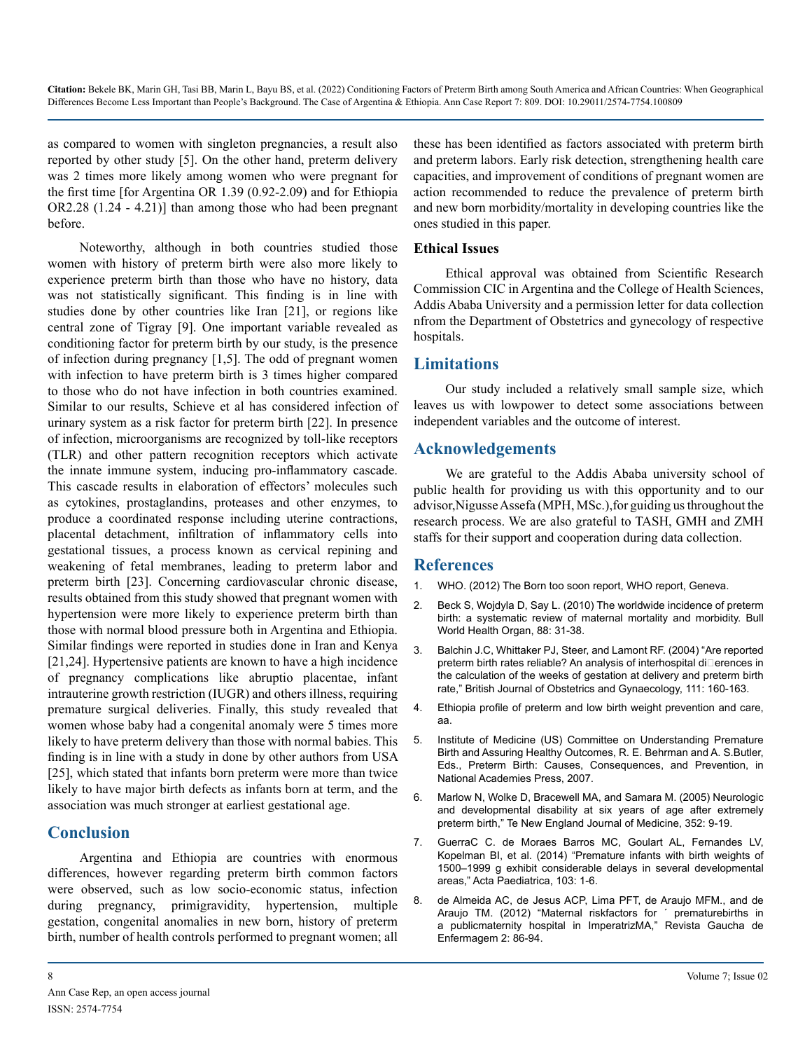as compared to women with singleton pregnancies, a result also reported by other study [5]. On the other hand, preterm delivery was 2 times more likely among women who were pregnant for the first time [for Argentina OR 1.39 (0.92-2.09) and for Ethiopia OR2.28 (1.24 - 4.21)] than among those who had been pregnant before.

Noteworthy, although in both countries studied those women with history of preterm birth were also more likely to experience preterm birth than those who have no history, data was not statistically significant. This finding is in line with studies done by other countries like Iran [21], or regions like central zone of Tigray [9]. One important variable revealed as conditioning factor for preterm birth by our study, is the presence of infection during pregnancy [1,5]. The odd of pregnant women with infection to have preterm birth is 3 times higher compared to those who do not have infection in both countries examined. Similar to our results, Schieve et al has considered infection of urinary system as a risk factor for preterm birth [22]. In presence of infection, microorganisms are recognized by toll-like receptors (TLR) and other pattern recognition receptors which activate the innate immune system, inducing pro-inflammatory cascade. This cascade results in elaboration of effectors' molecules such as cytokines, prostaglandins, proteases and other enzymes, to produce a coordinated response including uterine contractions, placental detachment, infiltration of inflammatory cells into gestational tissues, a process known as cervical repining and weakening of fetal membranes, leading to preterm labor and preterm birth [23]. Concerning cardiovascular chronic disease, results obtained from this study showed that pregnant women with hypertension were more likely to experience preterm birth than those with normal blood pressure both in Argentina and Ethiopia. Similar findings were reported in studies done in Iran and Kenya [21,24]. Hypertensive patients are known to have a high incidence of pregnancy complications like abruptio placentae, infant intrauterine growth restriction (IUGR) and others illness, requiring premature surgical deliveries. Finally, this study revealed that women whose baby had a congenital anomaly were 5 times more likely to have preterm delivery than those with normal babies. This finding is in line with a study in done by other authors from USA [25], which stated that infants born preterm were more than twice likely to have major birth defects as infants born at term, and the association was much stronger at earliest gestational age.

## Conclusion

Argentina and Ethiopia are countries with enormous differences, however regarding preterm birth common factors were observed, such as low socio-economic status, infection during pregnancy, primigravidity, hypertension, multiple gestation, congenital anomalies in new born, history of preterm birth, number of health controls performed to pregnant women; all these has been identified as factors associated with preterm birth and preterm labors. Early risk detection, strengthening health care capacities, and improvement of conditions of pregnant women are action recommended to reduce the prevalence of preterm birth and new born morbidity/mortality in developing countries like the ones studied in this paper.

### Ethical Issues

Ethical approval was obtained from Scientific Research Commission CIC in Argentina and the College of Health Sciences, Addis Ababa University and a permission letter for data collection nfrom the Department of Obstetrics and gynecology of respective hospitals.

## Limitations

Our study included a relatively small sample size, which leaves us with lowpower to detect some associations between independent variables and the outcome of interest.

## Acknowledgements

We are grateful to the Addis Ababa university school of public health for providing us with this opportunity and to our advisor,Nigusse Assefa (MPH, MSc.),for guiding us throughout the research process. We are also grateful to TASH, GMH and ZMH staffs for their support and cooperation during data collection.

## References

1. WHO. (2012) The Born too soon report, WHO report, Geneva.
2. Beck S, Wojdyla D, Say L. (2010) The worldwide incidence of preterm birth: a systematic review of maternal mortality and morbidity. Bull World Health Organ, 88: 31-38.
3. Balchin J.C, Whittaker PJ, Steer, and Lamont RF. (2004) "Are reported preterm birth rates reliable? An analysis of interhospital di erences in the calculation of the weeks of gestation at delivery and preterm birth rate," British Journal of Obstetrics and Gynaecology, 111: 160-163.
4. Ethiopia profile of preterm and low birth weight prevention and care, aa.
5. Institute of Medicine (US) Committee on Understanding Premature Birth and Assuring Healthy Outcomes, R. E. Behrman and A. S.Butler, Eds., Preterm Birth: Causes, Consequences, and Prevention, in National Academies Press, 2007.
6. Marlow N, Wolke D, Bracewell MA, and Samara M. (2005) Neurologic and developmental disability at six years of age after extremely preterm birth," Te New England Journal of Medicine, 352: 9-19.
7. GuerraC C. de Moraes Barros MC, Goulart AL, Fernandes LV, Kopelman BI, et al. (2014) "Premature infants with birth weights of 1500–1999 g exhibit considerable delays in several developmental areas," Acta Paediatrica, 103: 1-6.
8. de Almeida AC, de Jesus ACP, Lima PFT, de Araujo MFM., and de Araujo TM. (2012) "Maternal riskfactors for ´ prematurebirths in a publicmaternity hospital in ImperatrizMA," Revista Gaucha de Enfermagem 2: 86-94.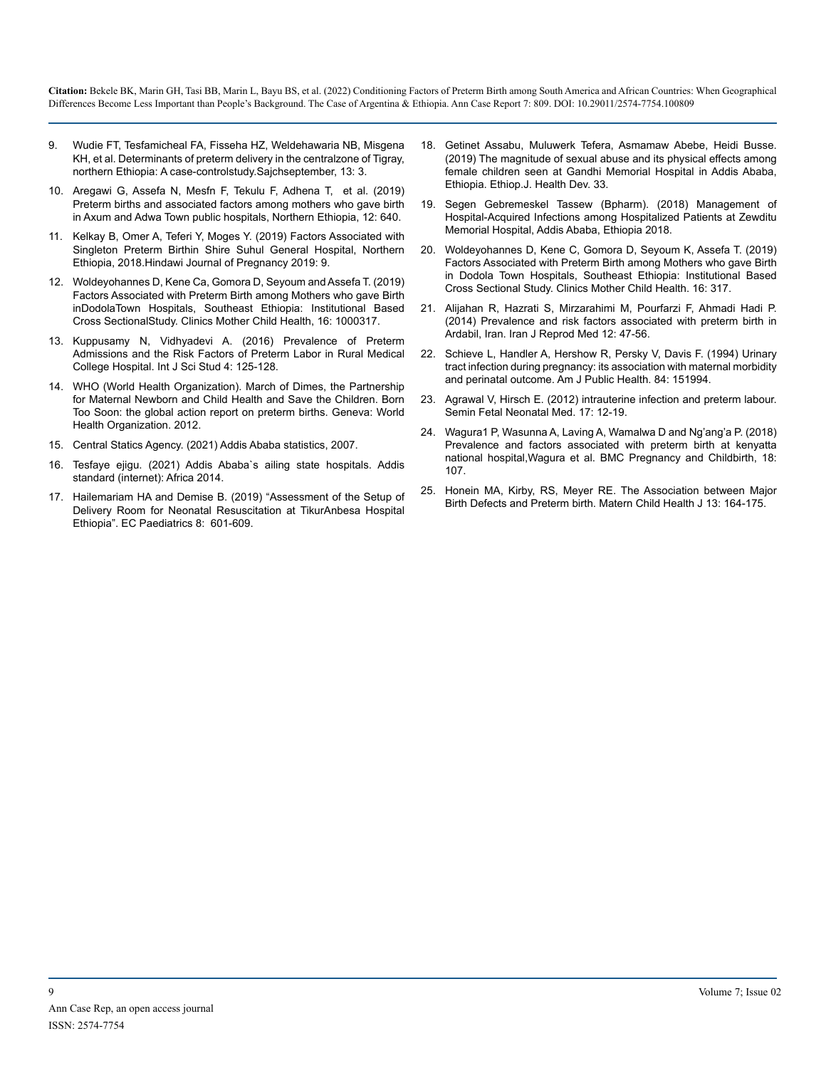9. Wudie FT, Tesfamicheal FA, Fisseha HZ, Weldehawaria NB, Misgena KH, et al. Determinants of preterm delivery in the centralzone of Tigray, northern Ethiopia: A case-controlstudy.Sajchseptember, 13: 3.

10. Aregawi G, Assefa N, Mesfn F, Tekulu F, Adhena T, et al. (2019) Preterm births and associated factors among mothers who gave birth in Axum and Adwa Town public hospitals, Northern Ethiopia, 12: 640.

11. Kelkay B, Omer A, Teferi Y, Moges Y. (2019) Factors Associated with Singleton Preterm Birthin Shire Suhul General Hospital, Northern Ethiopia, 2018.Hindawi Journal of Pregnancy 2019: 9.

12. Woldeyohannes D, Kene Ca, Gomora D, Seyoum and Assefa T. (2019) Factors Associated with Preterm Birth among Mothers who gave Birth inDodolaTown Hospitals, Southeast Ethiopia: Institutional Based Cross SectionalStudy. Clinics Mother Child Health, 16: 1000317.

13. Kuppusamy N, Vidhyadevi A. (2016) Prevalence of Preterm Admissions and the Risk Factors of Preterm Labor in Rural Medical College Hospital. Int J Sci Stud 4: 125-128.

14. WHO (World Health Organization). March of Dimes, the Partnership for Maternal Newborn and Child Health and Save the Children. Born Too Soon: the global action report on preterm births. Geneva: World Health Organization. 2012.

15. Central Statics Agency. (2021) Addis Ababa statistics, 2007.

16. Tesfaye ejigu. (2021) Addis Ababa`s ailing state hospitals. Addis standard (internet): Africa 2014.

17. Hailemariam HA and Demise B. (2019) "Assessment of the Setup of Delivery Room for Neonatal Resuscitation at TikurAnbesa Hospital Ethiopia". EC Paediatrics 8: 601-609.

18. Getinet Assabu, Muluwerk Tefera, Asmamaw Abebe, Heidi Busse. (2019) The magnitude of sexual abuse and its physical effects among female children seen at Gandhi Memorial Hospital in Addis Ababa, Ethiopia. Ethiop.J. Health Dev. 33.

19. Segen Gebremeskel Tassew (Bpharm). (2018) Management of Hospital-Acquired Infections among Hospitalized Patients at Zewditu Memorial Hospital, Addis Ababa, Ethiopia 2018.

20. Woldeyohannes D, Kene C, Gomora D, Seyoum K, Assefa T. (2019) Factors Associated with Preterm Birth among Mothers who gave Birth in Dodola Town Hospitals, Southeast Ethiopia: Institutional Based Cross Sectional Study. Clinics Mother Child Health. 16: 317.

21. Alijahan R, Hazrati S, Mirzarahimi M, Pourfarzi F, Ahmadi Hadi P. (2014) Prevalence and risk factors associated with preterm birth in Ardabil, Iran. Iran J Reprod Med 12: 47-56.

22. Schieve L, Handler A, Hershow R, Persky V, Davis F. (1994) Urinary tract infection during pregnancy: its association with maternal morbidity and perinatal outcome. Am J Public Health. 84: 151994.

23. Agrawal V, Hirsch E. (2012) intrauterine infection and preterm labour. Semin Fetal Neonatal Med. 17: 12-19.

24. Wagura1 P, Wasunna A, Laving A, Wamalwa D and Ng'ang'a P. (2018) Prevalence and factors associated with preterm birth at kenyatta national hospital,Wagura et al. BMC Pregnancy and Childbirth, 18: 107.

25. Honein MA, Kirby, RS, Meyer RE. The Association between Major Birth Defects and Preterm birth. Matern Child Health J 13: 164-175.